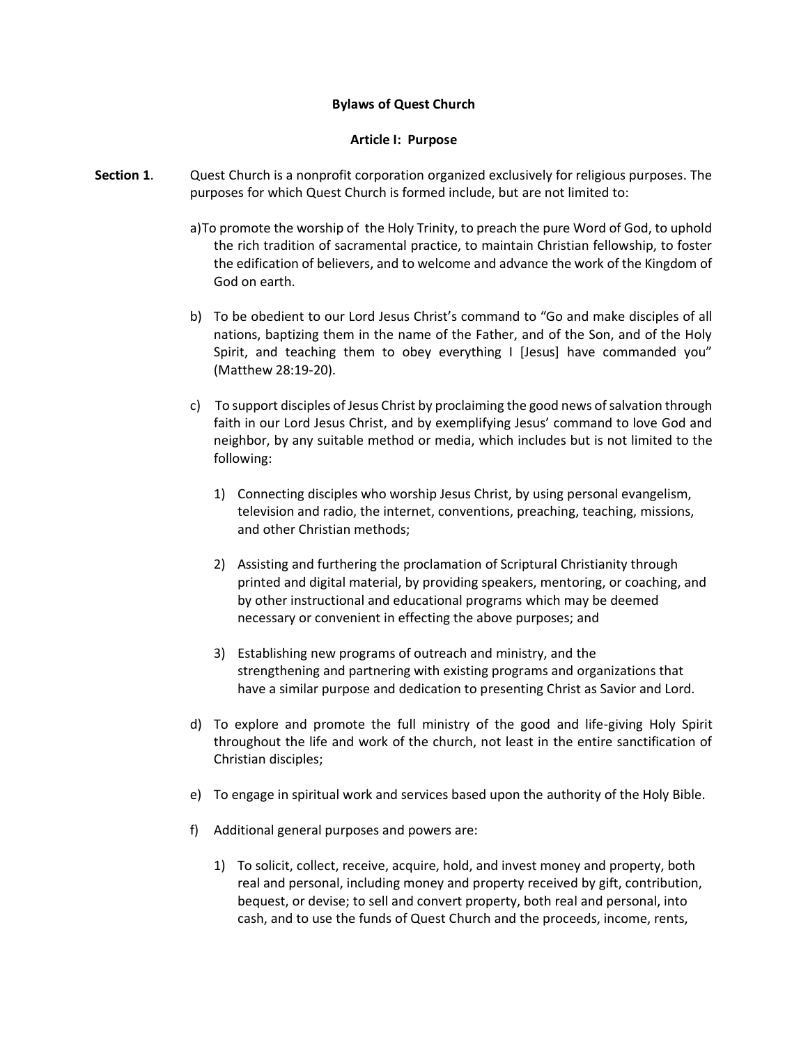# Bylaws of Quest Church

## Article I: Purpose

**Section 1**. Quest Church is a nonprofit corporation organized exclusively for religious purposes. The purposes for which Quest Church is formed include, but are not limited to:

a) To promote the worship of the Holy Trinity, to preach the pure Word of God, to uphold the rich tradition of sacramental practice, to maintain Christian fellowship, to foster the edification of believers, and to welcome and advance the work of the Kingdom of God on earth.

b) To be obedient to our Lord Jesus Christ's command to "Go and make disciples of all nations, baptizing them in the name of the Father, and of the Son, and of the Holy Spirit, and teaching them to obey everything I [Jesus] have commanded you" (Matthew 28:19-20).

c) To support disciples of Jesus Christ by proclaiming the good news of salvation through faith in our Lord Jesus Christ, and by exemplifying Jesus' command to love God and neighbor, by any suitable method or media, which includes but is not limited to the following:

1) Connecting disciples who worship Jesus Christ, by using personal evangelism, television and radio, the internet, conventions, preaching, teaching, missions, and other Christian methods;

2) Assisting and furthering the proclamation of Scriptural Christianity through printed and digital material, by providing speakers, mentoring, or coaching, and by other instructional and educational programs which may be deemed necessary or convenient in effecting the above purposes; and

3) Establishing new programs of outreach and ministry, and the strengthening and partnering with existing programs and organizations that have a similar purpose and dedication to presenting Christ as Savior and Lord.

d) To explore and promote the full ministry of the good and life-giving Holy Spirit throughout the life and work of the church, not least in the entire sanctification of Christian disciples;

e) To engage in spiritual work and services based upon the authority of the Holy Bible.

f) Additional general purposes and powers are:

1) To solicit, collect, receive, acquire, hold, and invest money and property, both real and personal, including money and property received by gift, contribution, bequest, or devise; to sell and convert property, both real and personal, into cash, and to use the funds of Quest Church and the proceeds, income, rents,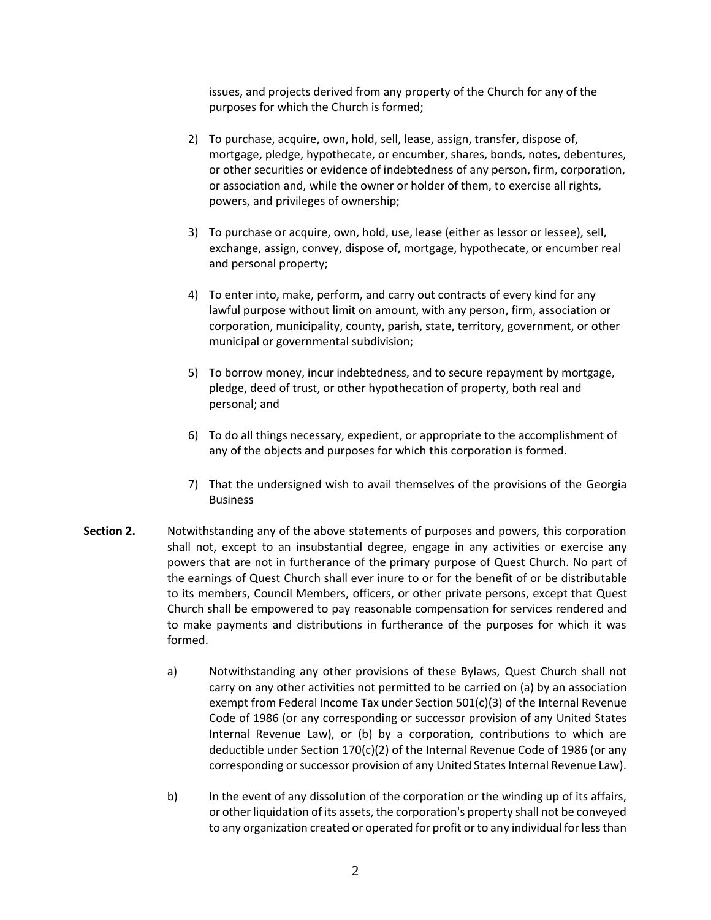issues, and projects derived from any property of the Church for any of the purposes for which the Church is formed;

2) To purchase, acquire, own, hold, sell, lease, assign, transfer, dispose of, mortgage, pledge, hypothecate, or encumber, shares, bonds, notes, debentures, or other securities or evidence of indebtedness of any person, firm, corporation, or association and, while the owner or holder of them, to exercise all rights, powers, and privileges of ownership;

3) To purchase or acquire, own, hold, use, lease (either as lessor or lessee), sell, exchange, assign, convey, dispose of, mortgage, hypothecate, or encumber real and personal property;

4) To enter into, make, perform, and carry out contracts of every kind for any lawful purpose without limit on amount, with any person, firm, association or corporation, municipality, county, parish, state, territory, government, or other municipal or governmental subdivision;

5) To borrow money, incur indebtedness, and to secure repayment by mortgage, pledge, deed of trust, or other hypothecation of property, both real and personal; and

6) To do all things necessary, expedient, or appropriate to the accomplishment of any of the objects and purposes for which this corporation is formed.

7) That the undersigned wish to avail themselves of the provisions of the Georgia Business

**Section 2.** Notwithstanding any of the above statements of purposes and powers, this corporation shall not, except to an insubstantial degree, engage in any activities or exercise any powers that are not in furtherance of the primary purpose of Quest Church. No part of the earnings of Quest Church shall ever inure to or for the benefit of or be distributable to its members, Council Members, officers, or other private persons, except that Quest Church shall be empowered to pay reasonable compensation for services rendered and to make payments and distributions in furtherance of the purposes for which it was formed.

a) Notwithstanding any other provisions of these Bylaws, Quest Church shall not carry on any other activities not permitted to be carried on (a) by an association exempt from Federal Income Tax under Section 501(c)(3) of the Internal Revenue Code of 1986 (or any corresponding or successor provision of any United States Internal Revenue Law), or (b) by a corporation, contributions to which are deductible under Section 170(c)(2) of the Internal Revenue Code of 1986 (or any corresponding or successor provision of any United States Internal Revenue Law).

b) In the event of any dissolution of the corporation or the winding up of its affairs, or other liquidation of its assets, the corporation's property shall not be conveyed to any organization created or operated for profit or to any individual for less than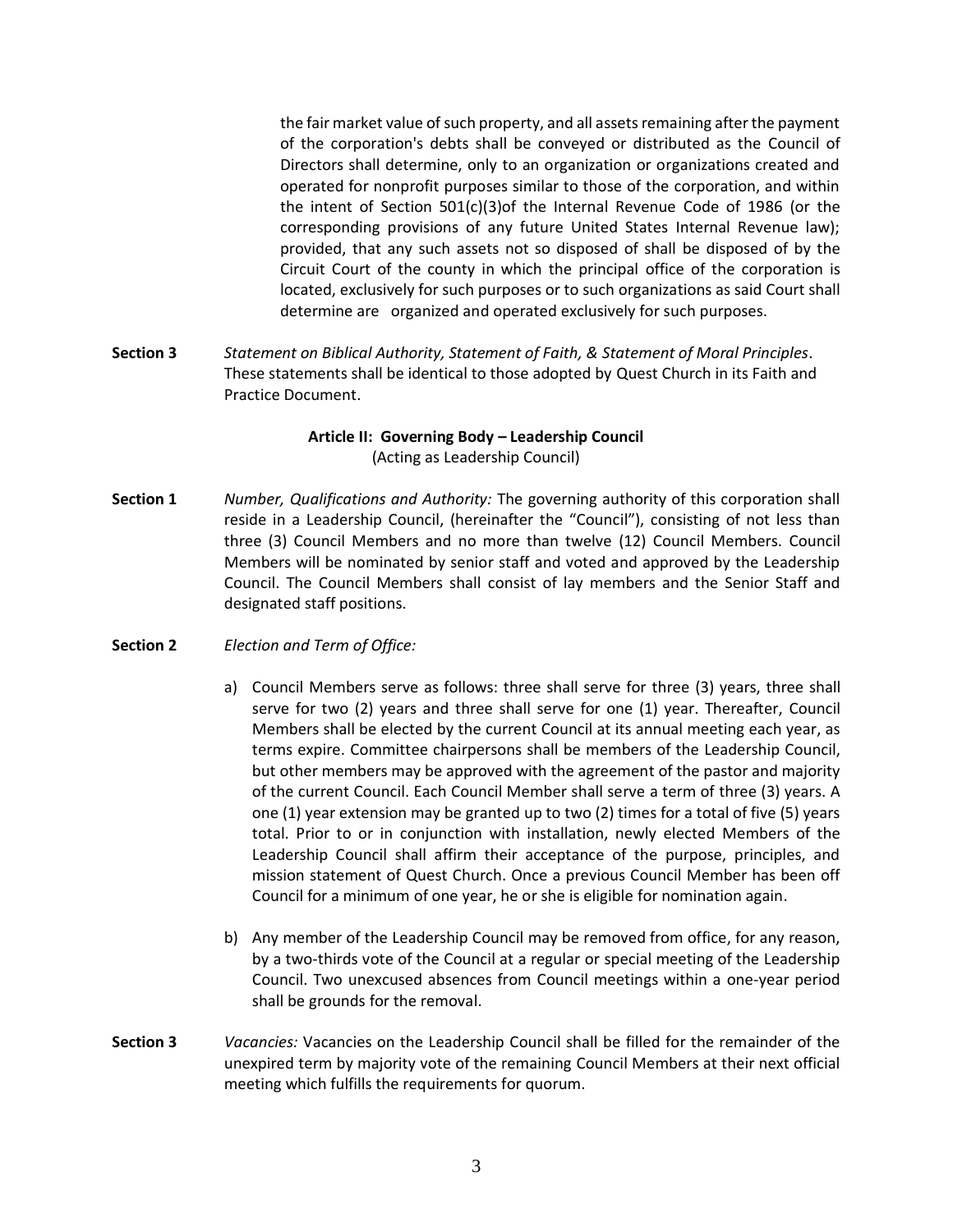the fair market value of such property, and all assets remaining after the payment of the corporation's debts shall be conveyed or distributed as the Council of Directors shall determine, only to an organization or organizations created and operated for nonprofit purposes similar to those of the corporation, and within the intent of Section 501(c)(3)of the Internal Revenue Code of 1986 (or the corresponding provisions of any future United States Internal Revenue law); provided, that any such assets not so disposed of shall be disposed of by the Circuit Court of the county in which the principal office of the corporation is located, exclusively for such purposes or to such organizations as said Court shall determine are organized and operated exclusively for such purposes.

**Section 3** *Statement on Biblical Authority, Statement of Faith, & Statement of Moral Principles*. These statements shall be identical to those adopted by Quest Church in its Faith and Practice Document.

## Article II: Governing Body – Leadership Council

(Acting as Leadership Council)

**Section 1** *Number, Qualifications and Authority:* The governing authority of this corporation shall reside in a Leadership Council, (hereinafter the "Council"), consisting of not less than three (3) Council Members and no more than twelve (12) Council Members. Council Members will be nominated by senior staff and voted and approved by the Leadership Council. The Council Members shall consist of lay members and the Senior Staff and designated staff positions.

**Section 2** *Election and Term of Office:*

a) Council Members serve as follows: three shall serve for three (3) years, three shall serve for two (2) years and three shall serve for one (1) year. Thereafter, Council Members shall be elected by the current Council at its annual meeting each year, as terms expire. Committee chairpersons shall be members of the Leadership Council, but other members may be approved with the agreement of the pastor and majority of the current Council. Each Council Member shall serve a term of three (3) years. A one (1) year extension may be granted up to two (2) times for a total of five (5) years total. Prior to or in conjunction with installation, newly elected Members of the Leadership Council shall affirm their acceptance of the purpose, principles, and mission statement of Quest Church. Once a previous Council Member has been off Council for a minimum of one year, he or she is eligible for nomination again.

b) Any member of the Leadership Council may be removed from office, for any reason, by a two-thirds vote of the Council at a regular or special meeting of the Leadership Council. Two unexcused absences from Council meetings within a one-year period shall be grounds for the removal.

**Section 3** *Vacancies:* Vacancies on the Leadership Council shall be filled for the remainder of the unexpired term by majority vote of the remaining Council Members at their next official meeting which fulfills the requirements for quorum.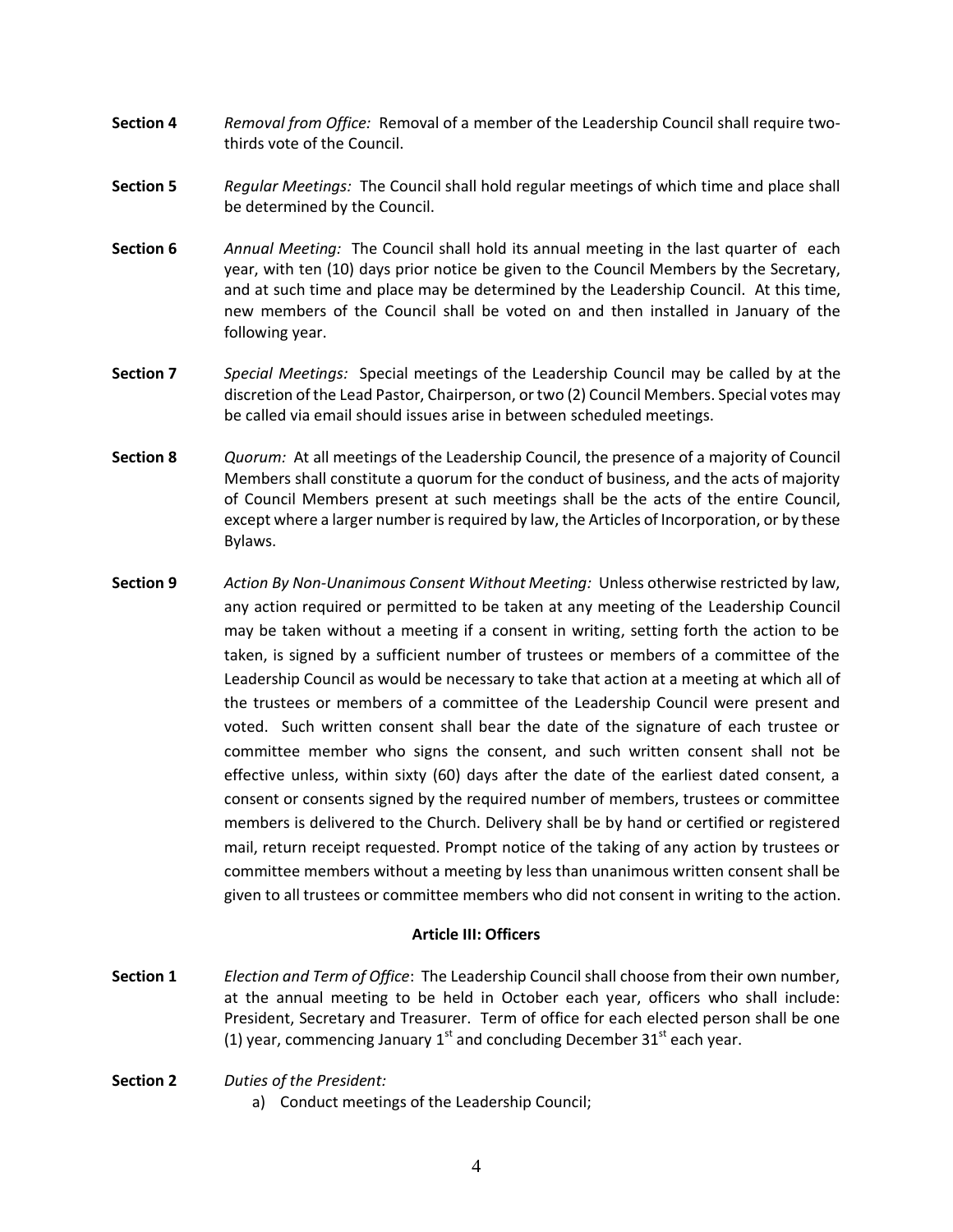**Section 4** *Removal from Office:* Removal of a member of the Leadership Council shall require two-thirds vote of the Council.

**Section 5** *Regular Meetings:* The Council shall hold regular meetings of which time and place shall be determined by the Council.

**Section 6** *Annual Meeting:* The Council shall hold its annual meeting in the last quarter of each year, with ten (10) days prior notice be given to the Council Members by the Secretary, and at such time and place may be determined by the Leadership Council. At this time, new members of the Council shall be voted on and then installed in January of the following year.

**Section 7** *Special Meetings:* Special meetings of the Leadership Council may be called by at the discretion of the Lead Pastor, Chairperson, or two (2) Council Members. Special votes may be called via email should issues arise in between scheduled meetings.

**Section 8** *Quorum:* At all meetings of the Leadership Council, the presence of a majority of Council Members shall constitute a quorum for the conduct of business, and the acts of majority of Council Members present at such meetings shall be the acts of the entire Council, except where a larger number is required by law, the Articles of Incorporation, or by these Bylaws.

**Section 9** *Action By Non-Unanimous Consent Without Meeting:* Unless otherwise restricted by law, any action required or permitted to be taken at any meeting of the Leadership Council may be taken without a meeting if a consent in writing, setting forth the action to be taken, is signed by a sufficient number of trustees or members of a committee of the Leadership Council as would be necessary to take that action at a meeting at which all of the trustees or members of a committee of the Leadership Council were present and voted. Such written consent shall bear the date of the signature of each trustee or committee member who signs the consent, and such written consent shall not be effective unless, within sixty (60) days after the date of the earliest dated consent, a consent or consents signed by the required number of members, trustees or committee members is delivered to the Church. Delivery shall be by hand or certified or registered mail, return receipt requested. Prompt notice of the taking of any action by trustees or committee members without a meeting by less than unanimous written consent shall be given to all trustees or committee members who did not consent in writing to the action.

## Article III: Officers

**Section 1** *Election and Term of Office*: The Leadership Council shall choose from their own number, at the annual meeting to be held in October each year, officers who shall include: President, Secretary and Treasurer. Term of office for each elected person shall be one (1) year, commencing January 1st and concluding December 31st each year.

**Section 2** *Duties of the President:*

a) Conduct meetings of the Leadership Council;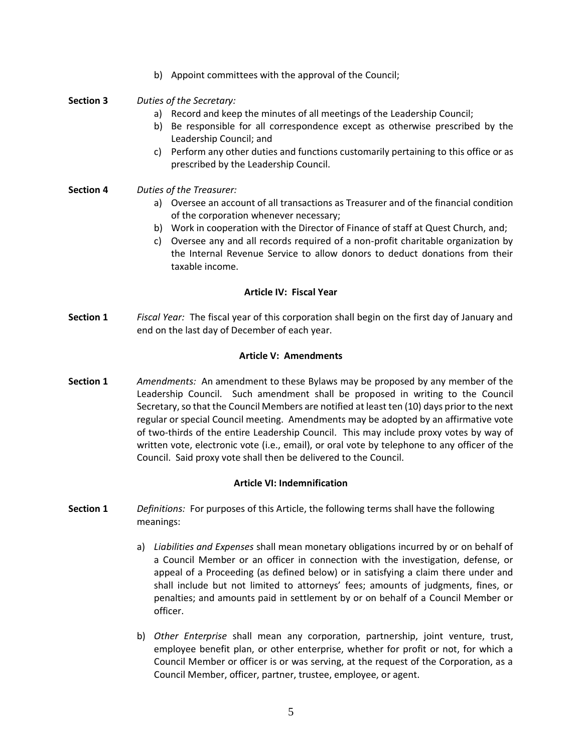b) Appoint committees with the approval of the Council;

**Section 3** *Duties of the Secretary:*

a) Record and keep the minutes of all meetings of the Leadership Council;
b) Be responsible for all correspondence except as otherwise prescribed by the Leadership Council; and
c) Perform any other duties and functions customarily pertaining to this office or as prescribed by the Leadership Council.

**Section 4** *Duties of the Treasurer:*

a) Oversee an account of all transactions as Treasurer and of the financial condition of the corporation whenever necessary;
b) Work in cooperation with the Director of Finance of staff at Quest Church, and;
c) Oversee any and all records required of a non-profit charitable organization by the Internal Revenue Service to allow donors to deduct donations from their taxable income.

## Article IV: Fiscal Year

**Section 1** *Fiscal Year:* The fiscal year of this corporation shall begin on the first day of January and end on the last day of December of each year.

## Article V: Amendments

**Section 1** *Amendments:* An amendment to these Bylaws may be proposed by any member of the Leadership Council. Such amendment shall be proposed in writing to the Council Secretary, so that the Council Members are notified at least ten (10) days prior to the next regular or special Council meeting. Amendments may be adopted by an affirmative vote of two-thirds of the entire Leadership Council. This may include proxy votes by way of written vote, electronic vote (i.e., email), or oral vote by telephone to any officer of the Council. Said proxy vote shall then be delivered to the Council.

## Article VI: Indemnification

**Section 1** *Definitions:* For purposes of this Article, the following terms shall have the following meanings:

a) *Liabilities and Expenses* shall mean monetary obligations incurred by or on behalf of a Council Member or an officer in connection with the investigation, defense, or appeal of a Proceeding (as defined below) or in satisfying a claim there under and shall include but not limited to attorneys' fees; amounts of judgments, fines, or penalties; and amounts paid in settlement by or on behalf of a Council Member or officer.

b) *Other Enterprise* shall mean any corporation, partnership, joint venture, trust, employee benefit plan, or other enterprise, whether for profit or not, for which a Council Member or officer is or was serving, at the request of the Corporation, as a Council Member, officer, partner, trustee, employee, or agent.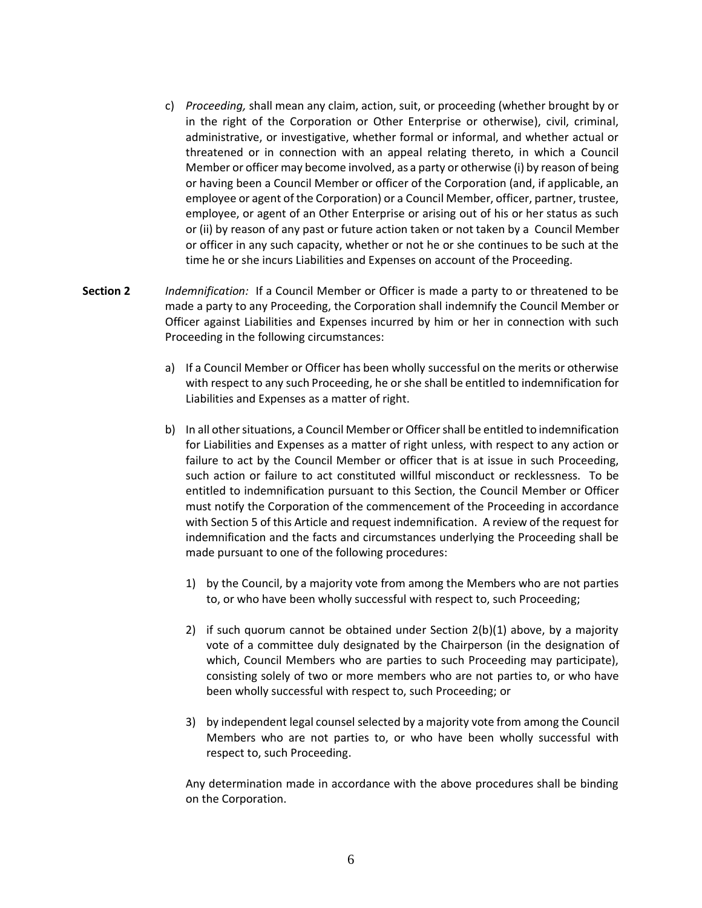c) *Proceeding,* shall mean any claim, action, suit, or proceeding (whether brought by or in the right of the Corporation or Other Enterprise or otherwise), civil, criminal, administrative, or investigative, whether formal or informal, and whether actual or threatened or in connection with an appeal relating thereto, in which a Council Member or officer may become involved, as a party or otherwise (i) by reason of being or having been a Council Member or officer of the Corporation (and, if applicable, an employee or agent of the Corporation) or a Council Member, officer, partner, trustee, employee, or agent of an Other Enterprise or arising out of his or her status as such or (ii) by reason of any past or future action taken or not taken by a Council Member or officer in any such capacity, whether or not he or she continues to be such at the time he or she incurs Liabilities and Expenses on account of the Proceeding.

**Section 2** *Indemnification:* If a Council Member or Officer is made a party to or threatened to be made a party to any Proceeding, the Corporation shall indemnify the Council Member or Officer against Liabilities and Expenses incurred by him or her in connection with such Proceeding in the following circumstances:

a) If a Council Member or Officer has been wholly successful on the merits or otherwise with respect to any such Proceeding, he or she shall be entitled to indemnification for Liabilities and Expenses as a matter of right.

b) In all other situations, a Council Member or Officer shall be entitled to indemnification for Liabilities and Expenses as a matter of right unless, with respect to any action or failure to act by the Council Member or officer that is at issue in such Proceeding, such action or failure to act constituted willful misconduct or recklessness. To be entitled to indemnification pursuant to this Section, the Council Member or Officer must notify the Corporation of the commencement of the Proceeding in accordance with Section 5 of this Article and request indemnification. A review of the request for indemnification and the facts and circumstances underlying the Proceeding shall be made pursuant to one of the following procedures:

1) by the Council, by a majority vote from among the Members who are not parties to, or who have been wholly successful with respect to, such Proceeding;

2) if such quorum cannot be obtained under Section 2(b)(1) above, by a majority vote of a committee duly designated by the Chairperson (in the designation of which, Council Members who are parties to such Proceeding may participate), consisting solely of two or more members who are not parties to, or who have been wholly successful with respect to, such Proceeding; or

3) by independent legal counsel selected by a majority vote from among the Council Members who are not parties to, or who have been wholly successful with respect to, such Proceeding.

Any determination made in accordance with the above procedures shall be binding on the Corporation.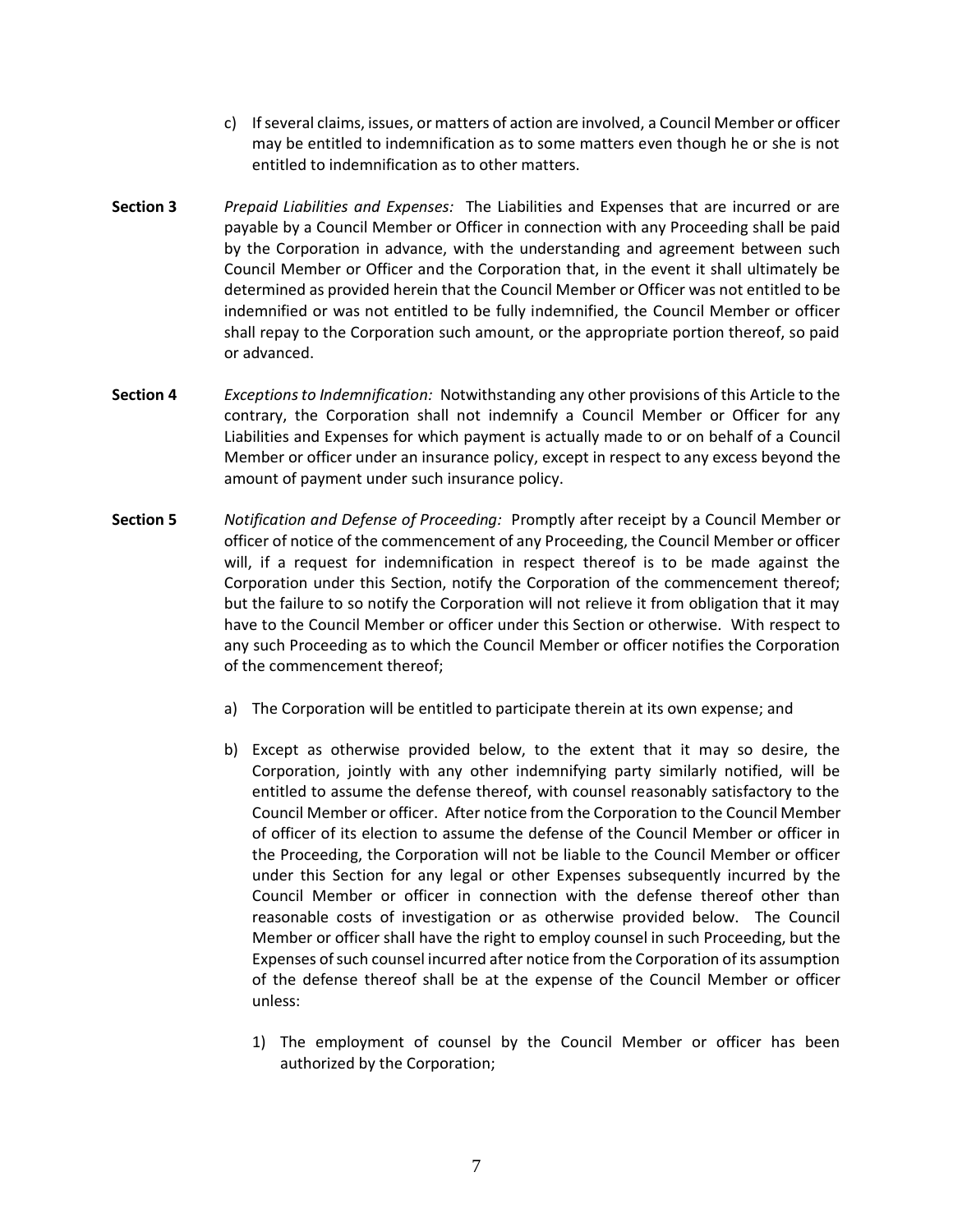c) If several claims, issues, or matters of action are involved, a Council Member or officer may be entitled to indemnification as to some matters even though he or she is not entitled to indemnification as to other matters.

**Section 3** *Prepaid Liabilities and Expenses:* The Liabilities and Expenses that are incurred or are payable by a Council Member or Officer in connection with any Proceeding shall be paid by the Corporation in advance, with the understanding and agreement between such Council Member or Officer and the Corporation that, in the event it shall ultimately be determined as provided herein that the Council Member or Officer was not entitled to be indemnified or was not entitled to be fully indemnified, the Council Member or officer shall repay to the Corporation such amount, or the appropriate portion thereof, so paid or advanced.

**Section 4** *Exceptions to Indemnification:* Notwithstanding any other provisions of this Article to the contrary, the Corporation shall not indemnify a Council Member or Officer for any Liabilities and Expenses for which payment is actually made to or on behalf of a Council Member or officer under an insurance policy, except in respect to any excess beyond the amount of payment under such insurance policy.

**Section 5** *Notification and Defense of Proceeding:* Promptly after receipt by a Council Member or officer of notice of the commencement of any Proceeding, the Council Member or officer will, if a request for indemnification in respect thereof is to be made against the Corporation under this Section, notify the Corporation of the commencement thereof; but the failure to so notify the Corporation will not relieve it from obligation that it may have to the Council Member or officer under this Section or otherwise. With respect to any such Proceeding as to which the Council Member or officer notifies the Corporation of the commencement thereof;

a) The Corporation will be entitled to participate therein at its own expense; and

b) Except as otherwise provided below, to the extent that it may so desire, the Corporation, jointly with any other indemnifying party similarly notified, will be entitled to assume the defense thereof, with counsel reasonably satisfactory to the Council Member or officer. After notice from the Corporation to the Council Member of officer of its election to assume the defense of the Council Member or officer in the Proceeding, the Corporation will not be liable to the Council Member or officer under this Section for any legal or other Expenses subsequently incurred by the Council Member or officer in connection with the defense thereof other than reasonable costs of investigation or as otherwise provided below. The Council Member or officer shall have the right to employ counsel in such Proceeding, but the Expenses of such counsel incurred after notice from the Corporation of its assumption of the defense thereof shall be at the expense of the Council Member or officer unless:

   1) The employment of counsel by the Council Member or officer has been authorized by the Corporation;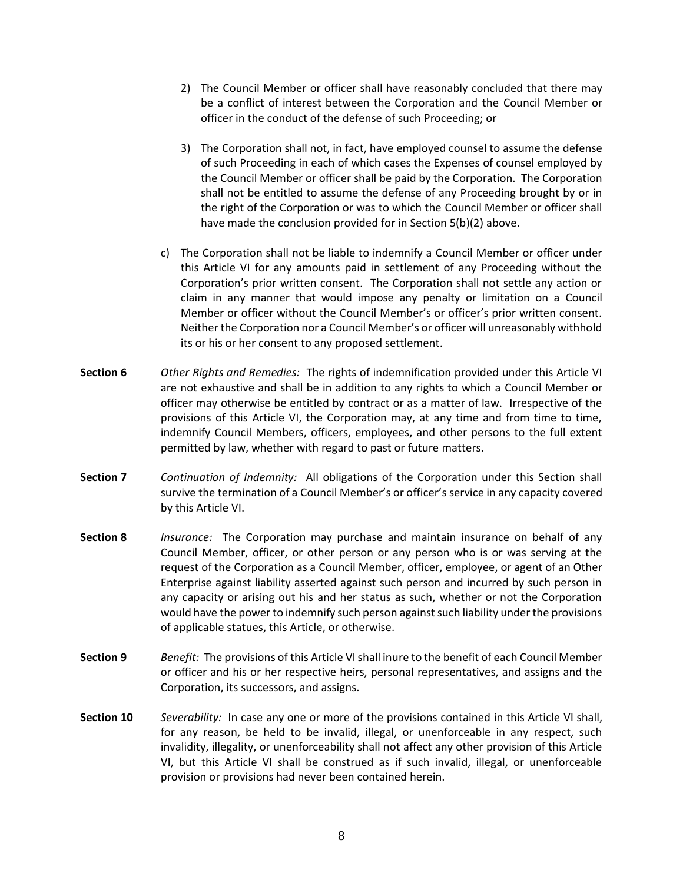2) The Council Member or officer shall have reasonably concluded that there may be a conflict of interest between the Corporation and the Council Member or officer in the conduct of the defense of such Proceeding; or

3) The Corporation shall not, in fact, have employed counsel to assume the defense of such Proceeding in each of which cases the Expenses of counsel employed by the Council Member or officer shall be paid by the Corporation. The Corporation shall not be entitled to assume the defense of any Proceeding brought by or in the right of the Corporation or was to which the Council Member or officer shall have made the conclusion provided for in Section 5(b)(2) above.

c) The Corporation shall not be liable to indemnify a Council Member or officer under this Article VI for any amounts paid in settlement of any Proceeding without the Corporation's prior written consent. The Corporation shall not settle any action or claim in any manner that would impose any penalty or limitation on a Council Member or officer without the Council Member's or officer's prior written consent. Neither the Corporation nor a Council Member's or officer will unreasonably withhold its or his or her consent to any proposed settlement.

**Section 6** *Other Rights and Remedies:* The rights of indemnification provided under this Article VI are not exhaustive and shall be in addition to any rights to which a Council Member or officer may otherwise be entitled by contract or as a matter of law. Irrespective of the provisions of this Article VI, the Corporation may, at any time and from time to time, indemnify Council Members, officers, employees, and other persons to the full extent permitted by law, whether with regard to past or future matters.

**Section 7** *Continuation of Indemnity:* All obligations of the Corporation under this Section shall survive the termination of a Council Member's or officer's service in any capacity covered by this Article VI.

**Section 8** *Insurance:* The Corporation may purchase and maintain insurance on behalf of any Council Member, officer, or other person or any person who is or was serving at the request of the Corporation as a Council Member, officer, employee, or agent of an Other Enterprise against liability asserted against such person and incurred by such person in any capacity or arising out his and her status as such, whether or not the Corporation would have the power to indemnify such person against such liability under the provisions of applicable statues, this Article, or otherwise.

**Section 9** *Benefit:* The provisions of this Article VI shall inure to the benefit of each Council Member or officer and his or her respective heirs, personal representatives, and assigns and the Corporation, its successors, and assigns.

**Section 10** *Severability:* In case any one or more of the provisions contained in this Article VI shall, for any reason, be held to be invalid, illegal, or unenforceable in any respect, such invalidity, illegality, or unenforceability shall not affect any other provision of this Article VI, but this Article VI shall be construed as if such invalid, illegal, or unenforceable provision or provisions had never been contained herein.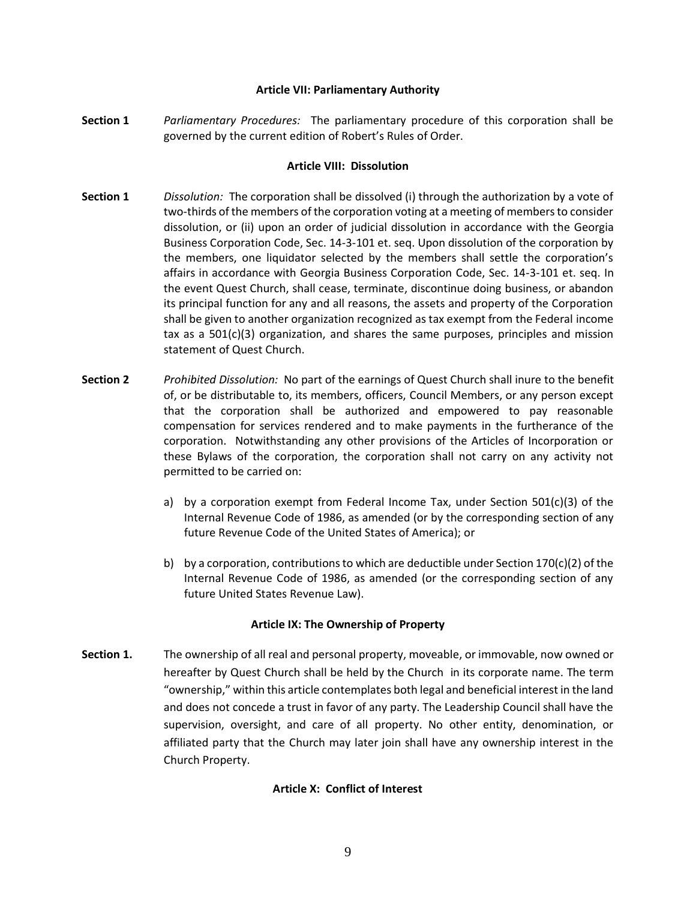### Article VII: Parliamentary Authority

**Section 1** *Parliamentary Procedures:* The parliamentary procedure of this corporation shall be governed by the current edition of Robert's Rules of Order.

### Article VIII: Dissolution

**Section 1** *Dissolution:* The corporation shall be dissolved (i) through the authorization by a vote of two-thirds of the members of the corporation voting at a meeting of members to consider dissolution, or (ii) upon an order of judicial dissolution in accordance with the Georgia Business Corporation Code, Sec. 14-3-101 et. seq. Upon dissolution of the corporation by the members, one liquidator selected by the members shall settle the corporation's affairs in accordance with Georgia Business Corporation Code, Sec. 14-3-101 et. seq. In the event Quest Church, shall cease, terminate, discontinue doing business, or abandon its principal function for any and all reasons, the assets and property of the Corporation shall be given to another organization recognized as tax exempt from the Federal income tax as a 501(c)(3) organization, and shares the same purposes, principles and mission statement of Quest Church.

**Section 2** *Prohibited Dissolution:* No part of the earnings of Quest Church shall inure to the benefit of, or be distributable to, its members, officers, Council Members, or any person except that the corporation shall be authorized and empowered to pay reasonable compensation for services rendered and to make payments in the furtherance of the corporation. Notwithstanding any other provisions of the Articles of Incorporation or these Bylaws of the corporation, the corporation shall not carry on any activity not permitted to be carried on:

a) by a corporation exempt from Federal Income Tax, under Section 501(c)(3) of the Internal Revenue Code of 1986, as amended (or by the corresponding section of any future Revenue Code of the United States of America); or

b) by a corporation, contributions to which are deductible under Section 170(c)(2) of the Internal Revenue Code of 1986, as amended (or the corresponding section of any future United States Revenue Law).

### Article IX: The Ownership of Property

**Section 1.** The ownership of all real and personal property, moveable, or immovable, now owned or hereafter by Quest Church shall be held by the Church in its corporate name. The term "ownership," within this article contemplates both legal and beneficial interest in the land and does not concede a trust in favor of any party. The Leadership Council shall have the supervision, oversight, and care of all property. No other entity, denomination, or affiliated party that the Church may later join shall have any ownership interest in the Church Property.

### Article X: Conflict of Interest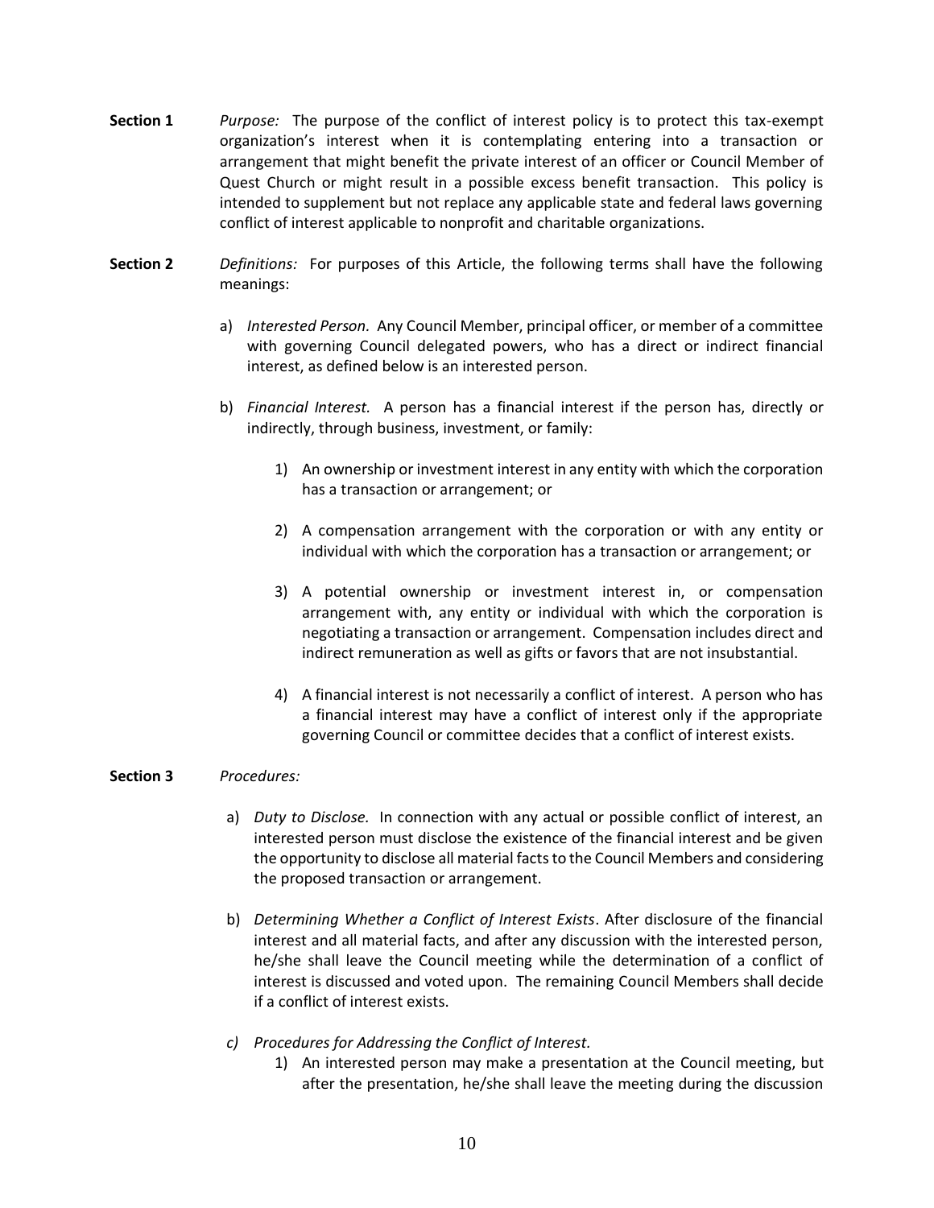**Section 1** *Purpose:* The purpose of the conflict of interest policy is to protect this tax-exempt organization's interest when it is contemplating entering into a transaction or arrangement that might benefit the private interest of an officer or Council Member of Quest Church or might result in a possible excess benefit transaction. This policy is intended to supplement but not replace any applicable state and federal laws governing conflict of interest applicable to nonprofit and charitable organizations.

**Section 2** *Definitions:* For purposes of this Article, the following terms shall have the following meanings:

a) *Interested Person.* Any Council Member, principal officer, or member of a committee with governing Council delegated powers, who has a direct or indirect financial interest, as defined below is an interested person.

b) *Financial Interest.* A person has a financial interest if the person has, directly or indirectly, through business, investment, or family:

   1) An ownership or investment interest in any entity with which the corporation has a transaction or arrangement; or

   2) A compensation arrangement with the corporation or with any entity or individual with which the corporation has a transaction or arrangement; or

   3) A potential ownership or investment interest in, or compensation arrangement with, any entity or individual with which the corporation is negotiating a transaction or arrangement. Compensation includes direct and indirect remuneration as well as gifts or favors that are not insubstantial.

   4) A financial interest is not necessarily a conflict of interest. A person who has a financial interest may have a conflict of interest only if the appropriate governing Council or committee decides that a conflict of interest exists.

**Section 3** *Procedures:*

a) *Duty to Disclose.* In connection with any actual or possible conflict of interest, an interested person must disclose the existence of the financial interest and be given the opportunity to disclose all material facts to the Council Members and considering the proposed transaction or arrangement.

b) *Determining Whether a Conflict of Interest Exists*. After disclosure of the financial interest and all material facts, and after any discussion with the interested person, he/she shall leave the Council meeting while the determination of a conflict of interest is discussed and voted upon. The remaining Council Members shall decide if a conflict of interest exists.

c) *Procedures for Addressing the Conflict of Interest.*

   1) An interested person may make a presentation at the Council meeting, but after the presentation, he/she shall leave the meeting during the discussion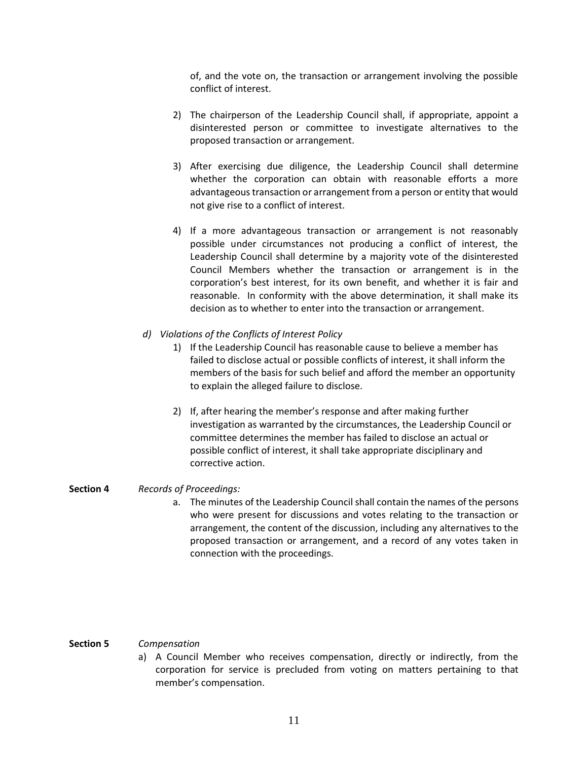of, and the vote on, the transaction or arrangement involving the possible conflict of interest.

2) The chairperson of the Leadership Council shall, if appropriate, appoint a disinterested person or committee to investigate alternatives to the proposed transaction or arrangement.

3) After exercising due diligence, the Leadership Council shall determine whether the corporation can obtain with reasonable efforts a more advantageous transaction or arrangement from a person or entity that would not give rise to a conflict of interest.

4) If a more advantageous transaction or arrangement is not reasonably possible under circumstances not producing a conflict of interest, the Leadership Council shall determine by a majority vote of the disinterested Council Members whether the transaction or arrangement is in the corporation's best interest, for its own benefit, and whether it is fair and reasonable. In conformity with the above determination, it shall make its decision as to whether to enter into the transaction or arrangement.

*d) Violations of the Conflicts of Interest Policy*

1) If the Leadership Council has reasonable cause to believe a member has failed to disclose actual or possible conflicts of interest, it shall inform the members of the basis for such belief and afford the member an opportunity to explain the alleged failure to disclose.

2) If, after hearing the member's response and after making further investigation as warranted by the circumstances, the Leadership Council or committee determines the member has failed to disclose an actual or possible conflict of interest, it shall take appropriate disciplinary and corrective action.

**Section 4** *Records of Proceedings:*

a. The minutes of the Leadership Council shall contain the names of the persons who were present for discussions and votes relating to the transaction or arrangement, the content of the discussion, including any alternatives to the proposed transaction or arrangement, and a record of any votes taken in connection with the proceedings.

**Section 5** *Compensation*

a) A Council Member who receives compensation, directly or indirectly, from the corporation for service is precluded from voting on matters pertaining to that member's compensation.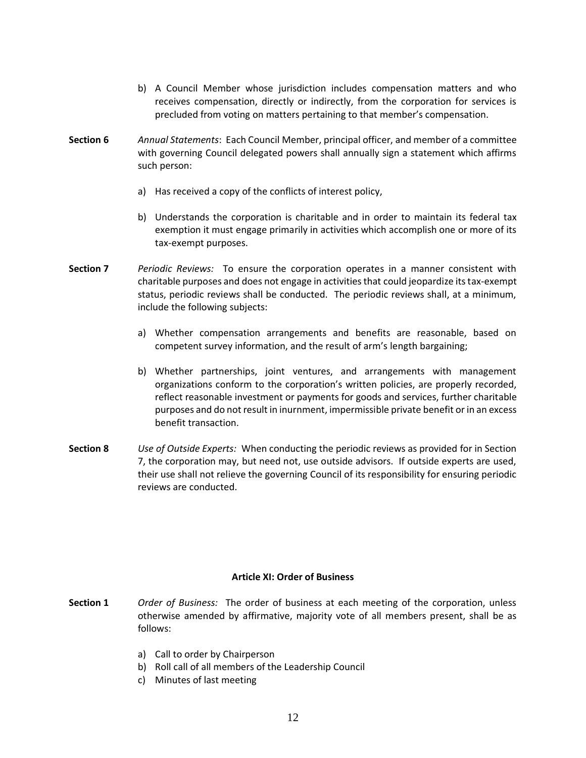b) A Council Member whose jurisdiction includes compensation matters and who receives compensation, directly or indirectly, from the corporation for services is precluded from voting on matters pertaining to that member's compensation.

**Section 6** *Annual Statements*: Each Council Member, principal officer, and member of a committee with governing Council delegated powers shall annually sign a statement which affirms such person:

a) Has received a copy of the conflicts of interest policy,

b) Understands the corporation is charitable and in order to maintain its federal tax exemption it must engage primarily in activities which accomplish one or more of its tax-exempt purposes.

**Section 7** *Periodic Reviews:* To ensure the corporation operates in a manner consistent with charitable purposes and does not engage in activities that could jeopardize its tax-exempt status, periodic reviews shall be conducted. The periodic reviews shall, at a minimum, include the following subjects:

a) Whether compensation arrangements and benefits are reasonable, based on competent survey information, and the result of arm's length bargaining;

b) Whether partnerships, joint ventures, and arrangements with management organizations conform to the corporation's written policies, are properly recorded, reflect reasonable investment or payments for goods and services, further charitable purposes and do not result in inurnment, impermissible private benefit or in an excess benefit transaction.

**Section 8** *Use of Outside Experts:* When conducting the periodic reviews as provided for in Section 7, the corporation may, but need not, use outside advisors. If outside experts are used, their use shall not relieve the governing Council of its responsibility for ensuring periodic reviews are conducted.

## Article XI: Order of Business

**Section 1** *Order of Business:* The order of business at each meeting of the corporation, unless otherwise amended by affirmative, majority vote of all members present, shall be as follows:

a) Call to order by Chairperson
b) Roll call of all members of the Leadership Council
c) Minutes of last meeting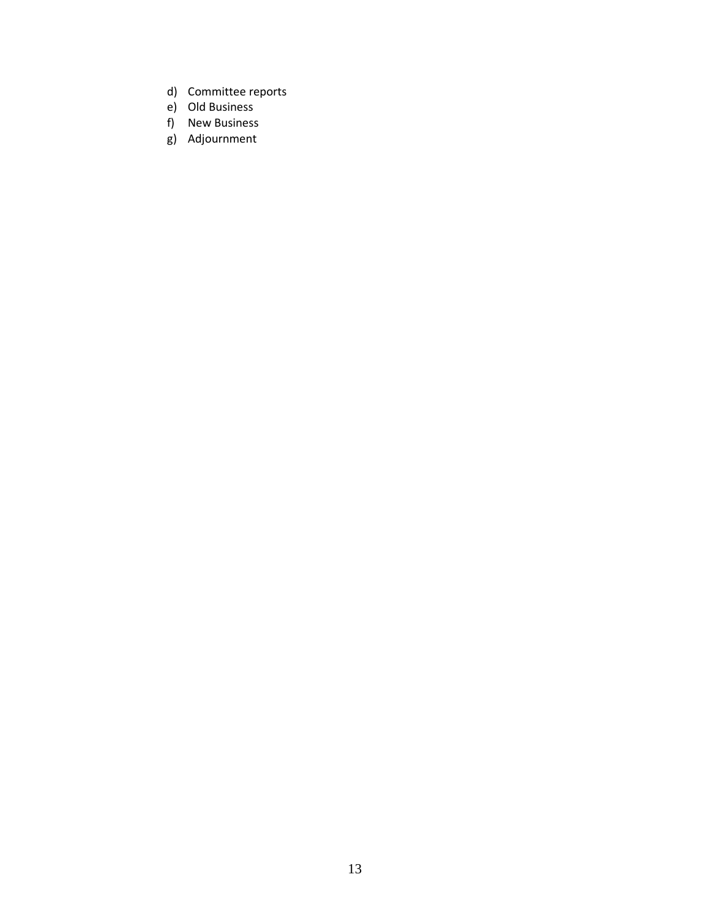d) Committee reports
e) Old Business
f) New Business
g) Adjournment